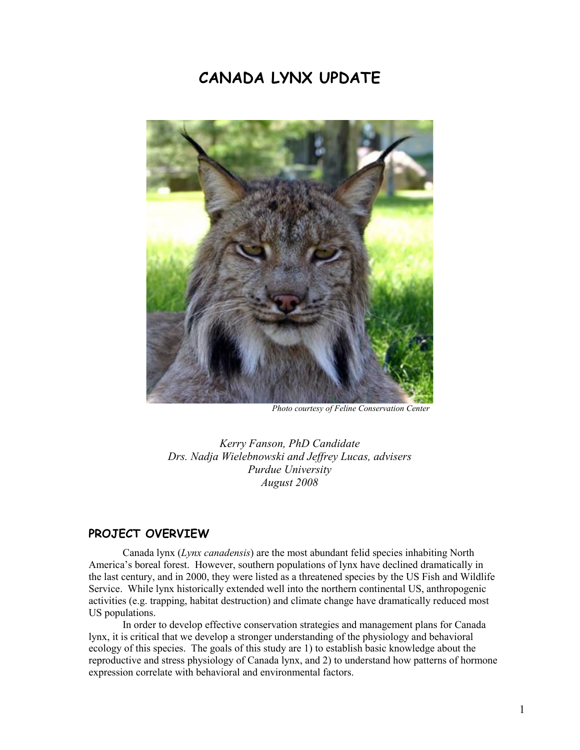# CANADA LYNX UPDATE

*Photo courtesy of Feline Conservation Center*

*Kerry Fanson, PhD Candidate*
*Drs. Nadja Wielebnowski and Jeffrey Lucas, advisers*
*Purdue University*
*August 2008*

## PROJECT OVERVIEW

Canada lynx (*Lynx canadensis*) are the most abundant felid species inhabiting North America's boreal forest. However, southern populations of lynx have declined dramatically in the last century, and in 2000, they were listed as a threatened species by the US Fish and Wildlife Service. While lynx historically extended well into the northern continental US, anthropogenic activities (e.g. trapping, habitat destruction) and climate change have dramatically reduced most US populations.

In order to develop effective conservation strategies and management plans for Canada lynx, it is critical that we develop a stronger understanding of the physiology and behavioral ecology of this species. The goals of this study are 1) to establish basic knowledge about the reproductive and stress physiology of Canada lynx, and 2) to understand how patterns of hormone expression correlate with behavioral and environmental factors.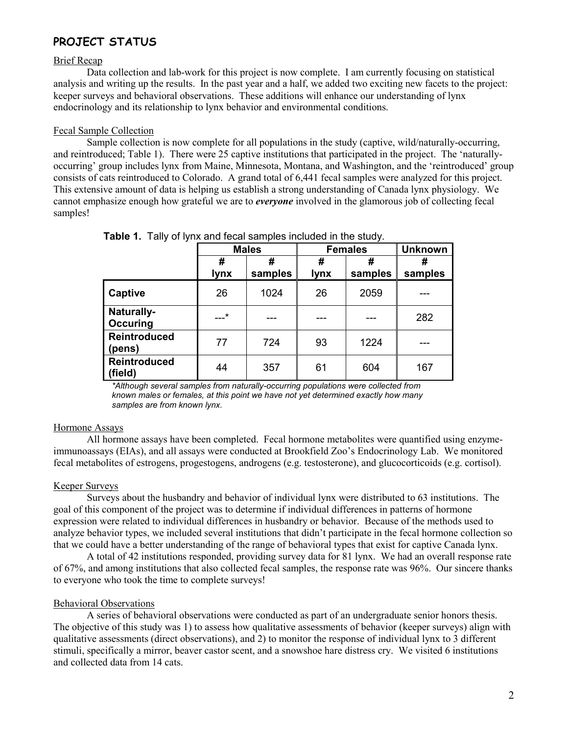## PROJECT STATUS

### Brief Recap

Data collection and lab-work for this project is now complete. I am currently focusing on statistical analysis and writing up the results. In the past year and a half, we added two exciting new facets to the project: keeper surveys and behavioral observations. These additions will enhance our understanding of lynx endocrinology and its relationship to lynx behavior and environmental conditions.

### Fecal Sample Collection

Sample collection is now complete for all populations in the study (captive, wild/naturally-occurring, and reintroduced; Table 1). There were 25 captive institutions that participated in the project. The 'naturally-occurring' group includes lynx from Maine, Minnesota, Montana, and Washington, and the 'reintroduced' group consists of cats reintroduced to Colorado. A grand total of 6,441 fecal samples were analyzed for this project. This extensive amount of data is helping us establish a strong understanding of Canada lynx physiology. We cannot emphasize enough how grateful we are to ***everyone*** involved in the glamorous job of collecting fecal samples!

**Table 1.** Tally of lynx and fecal samples included in the study.

| | Males | | Females | | Unknown |
|---|---|---|---|---|---|
| | # lynx | # samples | # lynx | # samples | # samples |
| **Captive** | 26 | 1024 | 26 | 2059 | --- |
| **Naturally-Occuring** | ---* | --- | --- | --- | 282 |
| **Reintroduced (pens)** | 77 | 724 | 93 | 1224 | --- |
| **Reintroduced (field)** | 44 | 357 | 61 | 604 | 167 |

*\*Although several samples from naturally-occurring populations were collected from known males or females, at this point we have not yet determined exactly how many samples are from known lynx.*

### Hormone Assays

All hormone assays have been completed. Fecal hormone metabolites were quantified using enzyme-immunoassays (EIAs), and all assays were conducted at Brookfield Zoo's Endocrinology Lab. We monitored fecal metabolites of estrogens, progestogens, androgens (e.g. testosterone), and glucocorticoids (e.g. cortisol).

### Keeper Surveys

Surveys about the husbandry and behavior of individual lynx were distributed to 63 institutions. The goal of this component of the project was to determine if individual differences in patterns of hormone expression were related to individual differences in husbandry or behavior. Because of the methods used to analyze behavior types, we included several institutions that didn't participate in the fecal hormone collection so that we could have a better understanding of the range of behavioral types that exist for captive Canada lynx.

A total of 42 institutions responded, providing survey data for 81 lynx. We had an overall response rate of 67%, and among institutions that also collected fecal samples, the response rate was 96%. Our sincere thanks to everyone who took the time to complete surveys!

### Behavioral Observations

A series of behavioral observations were conducted as part of an undergraduate senior honors thesis. The objective of this study was 1) to assess how qualitative assessments of behavior (keeper surveys) align with qualitative assessments (direct observations), and 2) to monitor the response of individual lynx to 3 different stimuli, specifically a mirror, beaver castor scent, and a snowshoe hare distress cry. We visited 6 institutions and collected data from 14 cats.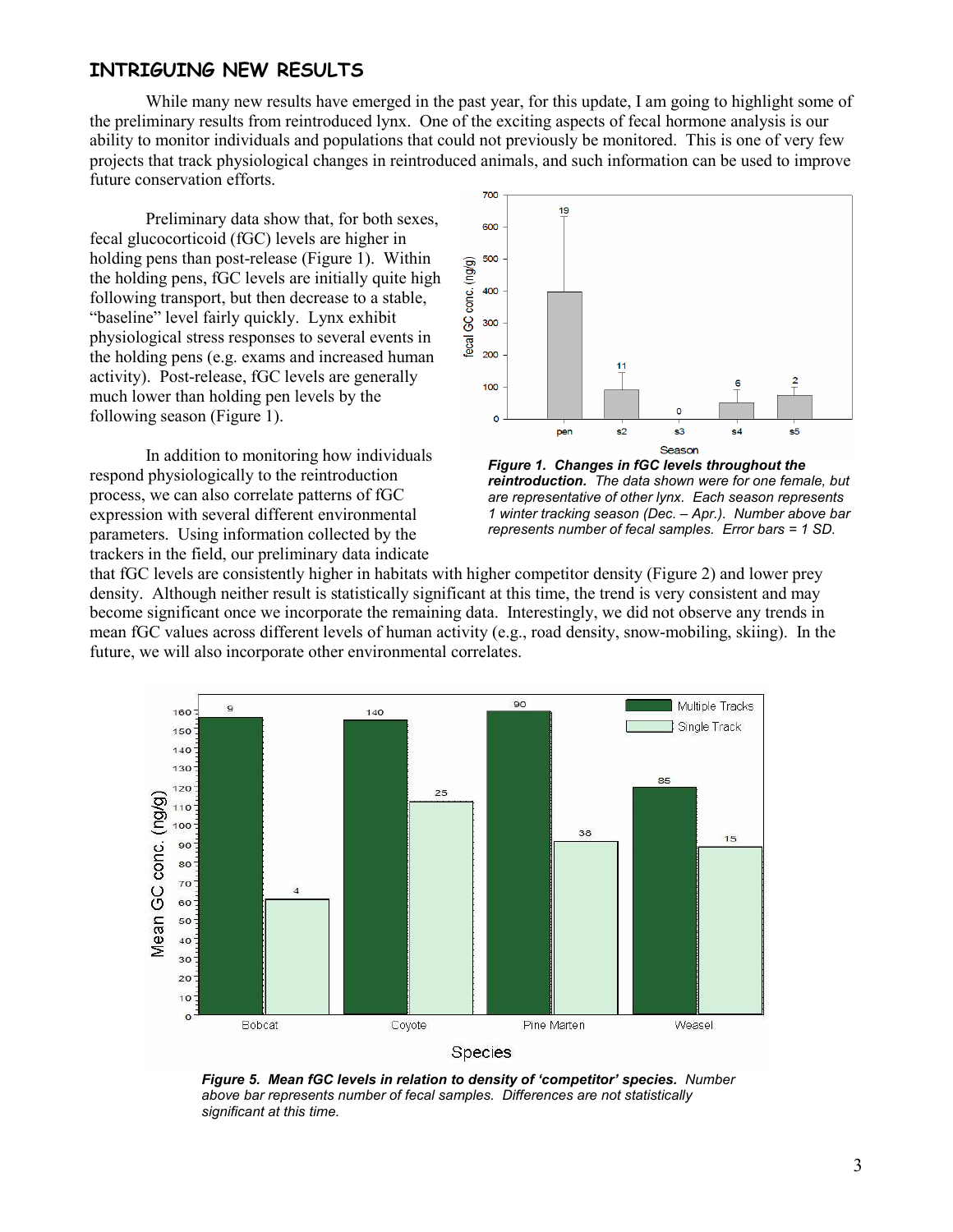## INTRIGUING NEW RESULTS

While many new results have emerged in the past year, for this update, I am going to highlight some of the preliminary results from reintroduced lynx. One of the exciting aspects of fecal hormone analysis is our ability to monitor individuals and populations that could not previously be monitored. This is one of very few projects that track physiological changes in reintroduced animals, and such information can be used to improve future conservation efforts.

Preliminary data show that, for both sexes, fecal glucocorticoid (fGC) levels are higher in holding pens than post-release (Figure 1). Within the holding pens, fGC levels are initially quite high following transport, but then decrease to a stable, "baseline" level fairly quickly. Lynx exhibit physiological stress responses to several events in the holding pens (e.g. exams and increased human activity). Post-release, fGC levels are generally much lower than holding pen levels by the following season (Figure 1).

***Figure 1. Changes in fGC levels throughout the reintroduction.*** *The data shown were for one female, but are representative of other lynx. Each season represents 1 winter tracking season (Dec. – Apr.). Number above bar represents number of fecal samples. Error bars = 1 SD.*

In addition to monitoring how individuals respond physiologically to the reintroduction process, we can also correlate patterns of fGC expression with several different environmental parameters. Using information collected by the trackers in the field, our preliminary data indicate that fGC levels are consistently higher in habitats with higher competitor density (Figure 2) and lower prey density. Although neither result is statistically significant at this time, the trend is very consistent and may become significant once we incorporate the remaining data. Interestingly, we did not observe any trends in mean fGC values across different levels of human activity (e.g., road density, snow-mobiling, skiing). In the future, we will also incorporate other environmental correlates.

***Figure 5. Mean fGC levels in relation to density of 'competitor' species.*** *Number above bar represents number of fecal samples. Differences are not statistically significant at this time.*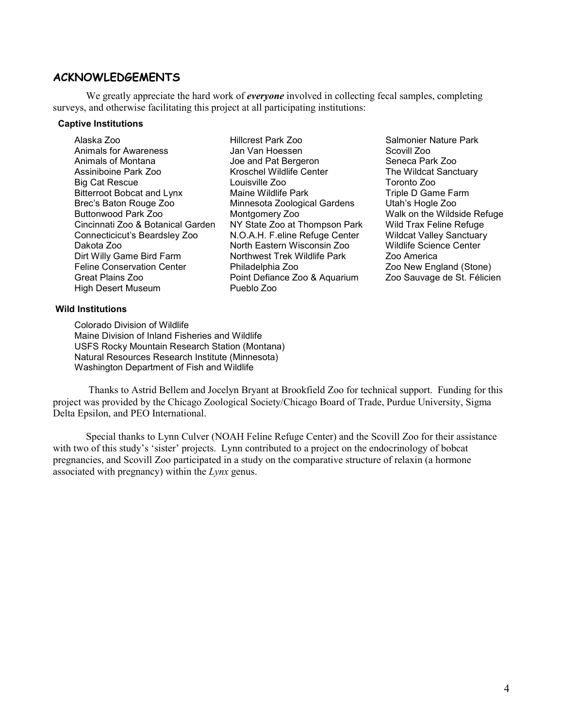## ACKNOWLEDGEMENTS

We greatly appreciate the hard work of ***everyone*** involved in collecting fecal samples, completing surveys, and otherwise facilitating this project at all participating institutions:

**Captive Institutions**

Alaska Zoo
Animals for Awareness
Animals of Montana
Assiniboine Park Zoo
Big Cat Rescue
Bitterroot Bobcat and Lynx
Brec's Baton Rouge Zoo
Buttonwood Park Zoo
Cincinnati Zoo & Botanical Garden
Connecticicut's Beardsley Zoo
Dakota Zoo
Dirt Willy Game Bird Farm
Feline Conservation Center
Great Plains Zoo
High Desert Museum
Hillcrest Park Zoo
Jan Van Hoessen
Joe and Pat Bergeron
Kroschel Wildlife Center
Louisville Zoo
Maine Wildlife Park
Minnesota Zoological Gardens
Montgomery Zoo
NY State Zoo at Thompson Park
N.O.A.H. F.eline Refuge Center
North Eastern Wisconsin Zoo
Northwest Trek Wildlife Park
Philadelphia Zoo
Point Defiance Zoo & Aquarium
Pueblo Zoo
Salmonier Nature Park
Scovill Zoo
Seneca Park Zoo
The Wildcat Sanctuary
Toronto Zoo
Triple D Game Farm
Utah's Hogle Zoo
Walk on the Wildside Refuge
Wild Trax Feline Refuge
Wildcat Valley Sanctuary
Wildlife Science Center
Zoo America
Zoo New England (Stone)
Zoo Sauvage de St. Félicien

**Wild Institutions**

Colorado Division of Wildlife
Maine Division of Inland Fisheries and Wildlife
USFS Rocky Mountain Research Station (Montana)
Natural Resources Research Institute (Minnesota)
Washington Department of Fish and Wildlife

Thanks to Astrid Bellem and Jocelyn Bryant at Brookfield Zoo for technical support. Funding for this project was provided by the Chicago Zoological Society/Chicago Board of Trade, Purdue University, Sigma Delta Epsilon, and PEO International.

Special thanks to Lynn Culver (NOAH Feline Refuge Center) and the Scovill Zoo for their assistance with two of this study's 'sister' projects. Lynn contributed to a project on the endocrinology of bobcat pregnancies, and Scovill Zoo participated in a study on the comparative structure of relaxin (a hormone associated with pregnancy) within the *Lynx* genus.